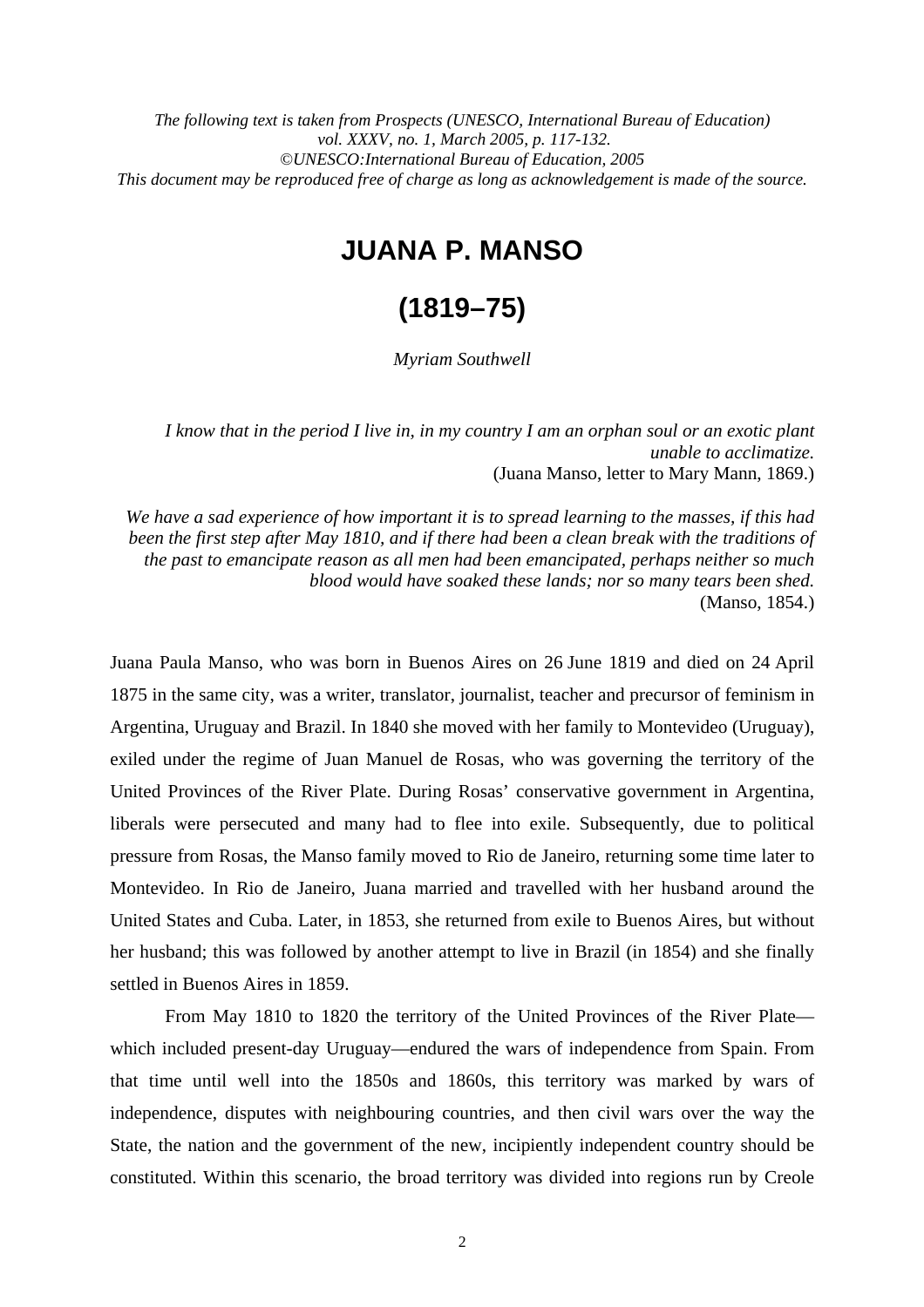*The following text is taken from Prospects (UNESCO, International Bureau of Education)*
*vol. XXXV, no. 1, March 2005, p. 117-132.*
*©UNESCO:International Bureau of Education, 2005*
*This document may be reproduced free of charge as long as acknowledgement is made of the source.*

# JUANA P. MANSO

# (1819–75)

*Myriam Southwell*

> *I know that in the period I live in, in my country I am an orphan soul or an exotic plant unable to acclimatize.*
> (Juana Manso, letter to Mary Mann, 1869.)

> *We have a sad experience of how important it is to spread learning to the masses, if this had been the first step after May 1810, and if there had been a clean break with the traditions of the past to emancipate reason as all men had been emancipated, perhaps neither so much blood would have soaked these lands; nor so many tears been shed.*
> (Manso, 1854.)

Juana Paula Manso, who was born in Buenos Aires on 26 June 1819 and died on 24 April 1875 in the same city, was a writer, translator, journalist, teacher and precursor of feminism in Argentina, Uruguay and Brazil. In 1840 she moved with her family to Montevideo (Uruguay), exiled under the regime of Juan Manuel de Rosas, who was governing the territory of the United Provinces of the River Plate. During Rosas' conservative government in Argentina, liberals were persecuted and many had to flee into exile. Subsequently, due to political pressure from Rosas, the Manso family moved to Rio de Janeiro, returning some time later to Montevideo. In Rio de Janeiro, Juana married and travelled with her husband around the United States and Cuba. Later, in 1853, she returned from exile to Buenos Aires, but without her husband; this was followed by another attempt to live in Brazil (in 1854) and she finally settled in Buenos Aires in 1859.

From May 1810 to 1820 the territory of the United Provinces of the River Plate—which included present-day Uruguay—endured the wars of independence from Spain. From that time until well into the 1850s and 1860s, this territory was marked by wars of independence, disputes with neighbouring countries, and then civil wars over the way the State, the nation and the government of the new, incipiently independent country should be constituted. Within this scenario, the broad territory was divided into regions run by Creole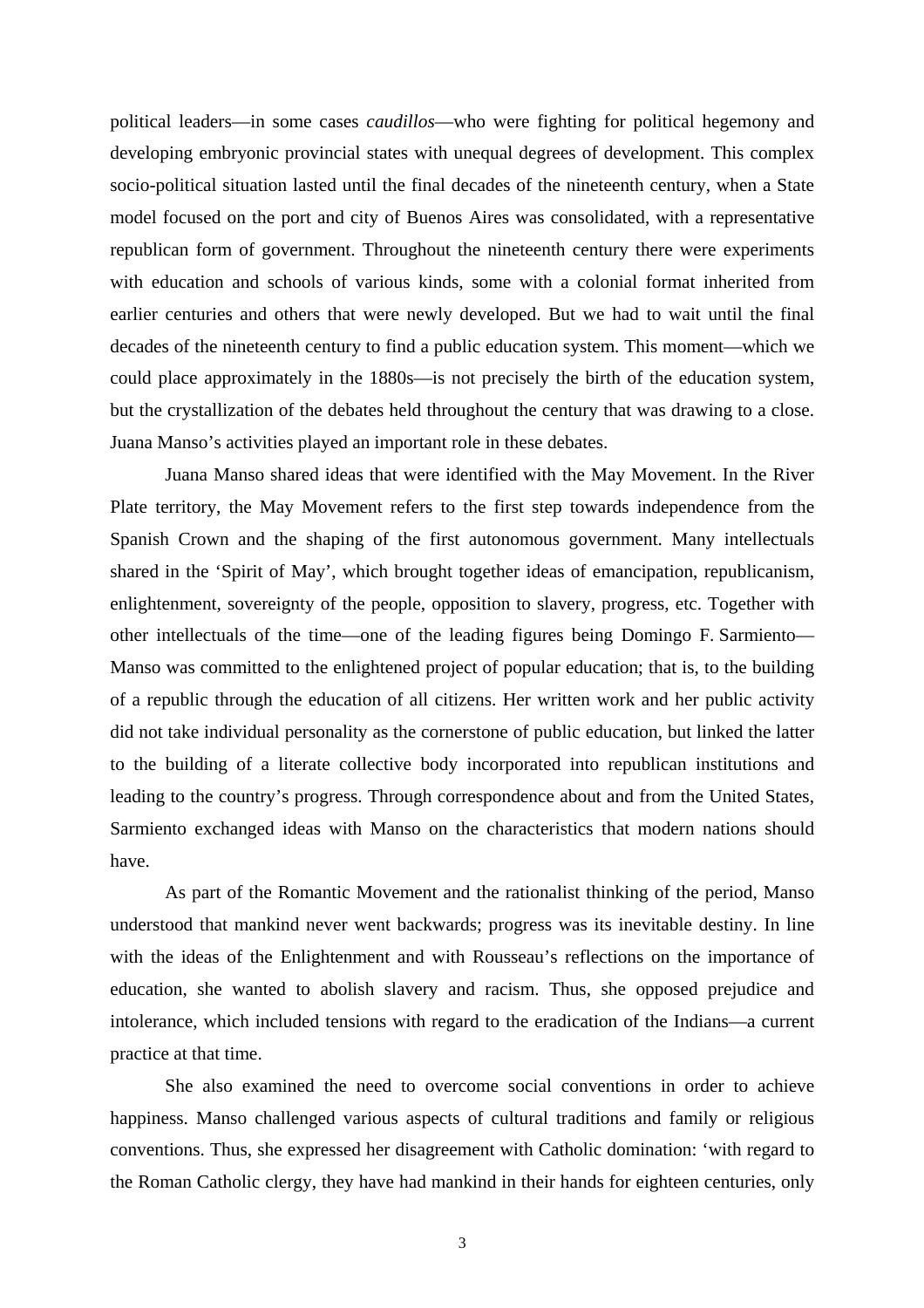political leaders—in some cases *caudillos*—who were fighting for political hegemony and developing embryonic provincial states with unequal degrees of development. This complex socio-political situation lasted until the final decades of the nineteenth century, when a State model focused on the port and city of Buenos Aires was consolidated, with a representative republican form of government. Throughout the nineteenth century there were experiments with education and schools of various kinds, some with a colonial format inherited from earlier centuries and others that were newly developed. But we had to wait until the final decades of the nineteenth century to find a public education system. This moment—which we could place approximately in the 1880s—is not precisely the birth of the education system, but the crystallization of the debates held throughout the century that was drawing to a close. Juana Manso's activities played an important role in these debates.

Juana Manso shared ideas that were identified with the May Movement. In the River Plate territory, the May Movement refers to the first step towards independence from the Spanish Crown and the shaping of the first autonomous government. Many intellectuals shared in the 'Spirit of May', which brought together ideas of emancipation, republicanism, enlightenment, sovereignty of the people, opposition to slavery, progress, etc. Together with other intellectuals of the time—one of the leading figures being Domingo F. Sarmiento—Manso was committed to the enlightened project of popular education; that is, to the building of a republic through the education of all citizens. Her written work and her public activity did not take individual personality as the cornerstone of public education, but linked the latter to the building of a literate collective body incorporated into republican institutions and leading to the country's progress. Through correspondence about and from the United States, Sarmiento exchanged ideas with Manso on the characteristics that modern nations should have.

As part of the Romantic Movement and the rationalist thinking of the period, Manso understood that mankind never went backwards; progress was its inevitable destiny. In line with the ideas of the Enlightenment and with Rousseau's reflections on the importance of education, she wanted to abolish slavery and racism. Thus, she opposed prejudice and intolerance, which included tensions with regard to the eradication of the Indians—a current practice at that time.

She also examined the need to overcome social conventions in order to achieve happiness. Manso challenged various aspects of cultural traditions and family or religious conventions. Thus, she expressed her disagreement with Catholic domination: 'with regard to the Roman Catholic clergy, they have had mankind in their hands for eighteen centuries, only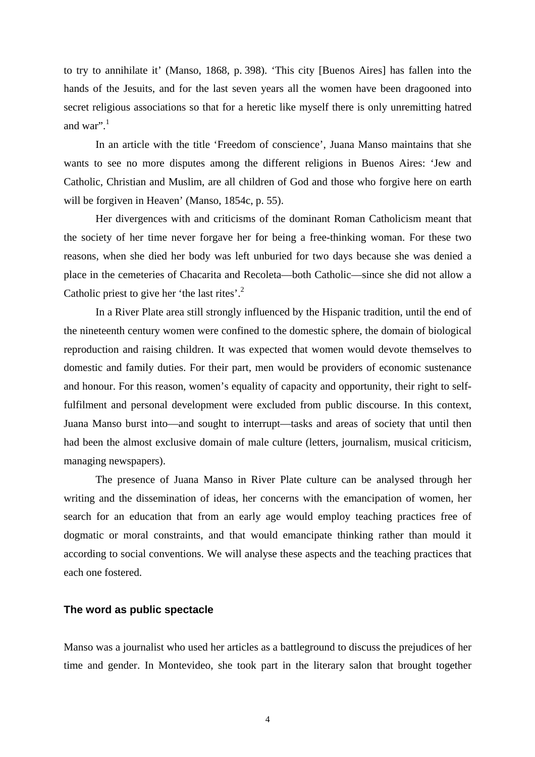to try to annihilate it' (Manso, 1868, p. 398). 'This city [Buenos Aires] has fallen into the hands of the Jesuits, and for the last seven years all the women have been dragooned into secret religious associations so that for a heretic like myself there is only unremitting hatred and war".[1]

In an article with the title 'Freedom of conscience', Juana Manso maintains that she wants to see no more disputes among the different religions in Buenos Aires: 'Jew and Catholic, Christian and Muslim, are all children of God and those who forgive here on earth will be forgiven in Heaven' (Manso, 1854c, p. 55).

Her divergences with and criticisms of the dominant Roman Catholicism meant that the society of her time never forgave her for being a free-thinking woman. For these two reasons, when she died her body was left unburied for two days because she was denied a place in the cemeteries of Chacarita and Recoleta—both Catholic—since she did not allow a Catholic priest to give her 'the last rites'.[2]

In a River Plate area still strongly influenced by the Hispanic tradition, until the end of the nineteenth century women were confined to the domestic sphere, the domain of biological reproduction and raising children. It was expected that women would devote themselves to domestic and family duties. For their part, men would be providers of economic sustenance and honour. For this reason, women's equality of capacity and opportunity, their right to self-fulfilment and personal development were excluded from public discourse. In this context, Juana Manso burst into—and sought to interrupt—tasks and areas of society that until then had been the almost exclusive domain of male culture (letters, journalism, musical criticism, managing newspapers).

The presence of Juana Manso in River Plate culture can be analysed through her writing and the dissemination of ideas, her concerns with the emancipation of women, her search for an education that from an early age would employ teaching practices free of dogmatic or moral constraints, and that would emancipate thinking rather than mould it according to social conventions. We will analyse these aspects and the teaching practices that each one fostered.

## The word as public spectacle

Manso was a journalist who used her articles as a battleground to discuss the prejudices of her time and gender. In Montevideo, she took part in the literary salon that brought together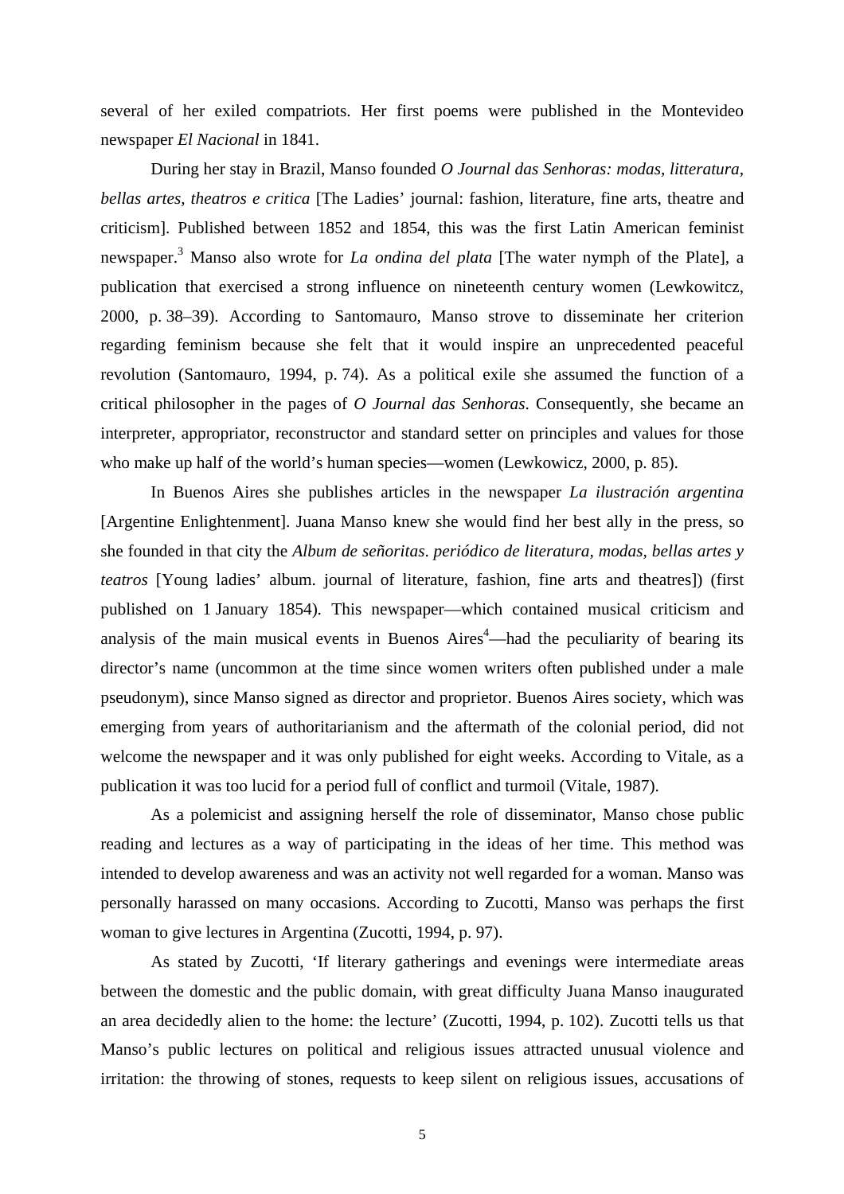several of her exiled compatriots. Her first poems were published in the Montevideo newspaper *El Nacional* in 1841.

During her stay in Brazil, Manso founded *O Journal das Senhoras: modas, litteratura, bellas artes, theatros e critica* [The Ladies' journal: fashion, literature, fine arts, theatre and criticism]. Published between 1852 and 1854, this was the first Latin American feminist newspaper.[3] Manso also wrote for *La ondina del plata* [The water nymph of the Plate], a publication that exercised a strong influence on nineteenth century women (Lewkowitcz, 2000, p. 38–39). According to Santomauro, Manso strove to disseminate her criterion regarding feminism because she felt that it would inspire an unprecedented peaceful revolution (Santomauro, 1994, p. 74). As a political exile she assumed the function of a critical philosopher in the pages of *O Journal das Senhoras*. Consequently, she became an interpreter, appropriator, reconstructor and standard setter on principles and values for those who make up half of the world's human species—women (Lewkowicz, 2000, p. 85).

In Buenos Aires she publishes articles in the newspaper *La ilustración argentina* [Argentine Enlightenment]. Juana Manso knew she would find her best ally in the press, so she founded in that city the *Album de señoritas*. *periódico de literatura, modas, bellas artes y teatros* [Young ladies' album. journal of literature, fashion, fine arts and theatres]) (first published on 1 January 1854). This newspaper—which contained musical criticism and analysis of the main musical events in Buenos Aires[4]—had the peculiarity of bearing its director's name (uncommon at the time since women writers often published under a male pseudonym), since Manso signed as director and proprietor. Buenos Aires society, which was emerging from years of authoritarianism and the aftermath of the colonial period, did not welcome the newspaper and it was only published for eight weeks. According to Vitale, as a publication it was too lucid for a period full of conflict and turmoil (Vitale, 1987).

As a polemicist and assigning herself the role of disseminator, Manso chose public reading and lectures as a way of participating in the ideas of her time. This method was intended to develop awareness and was an activity not well regarded for a woman. Manso was personally harassed on many occasions. According to Zucotti, Manso was perhaps the first woman to give lectures in Argentina (Zucotti, 1994, p. 97).

As stated by Zucotti, 'If literary gatherings and evenings were intermediate areas between the domestic and the public domain, with great difficulty Juana Manso inaugurated an area decidedly alien to the home: the lecture' (Zucotti, 1994, p. 102). Zucotti tells us that Manso's public lectures on political and religious issues attracted unusual violence and irritation: the throwing of stones, requests to keep silent on religious issues, accusations of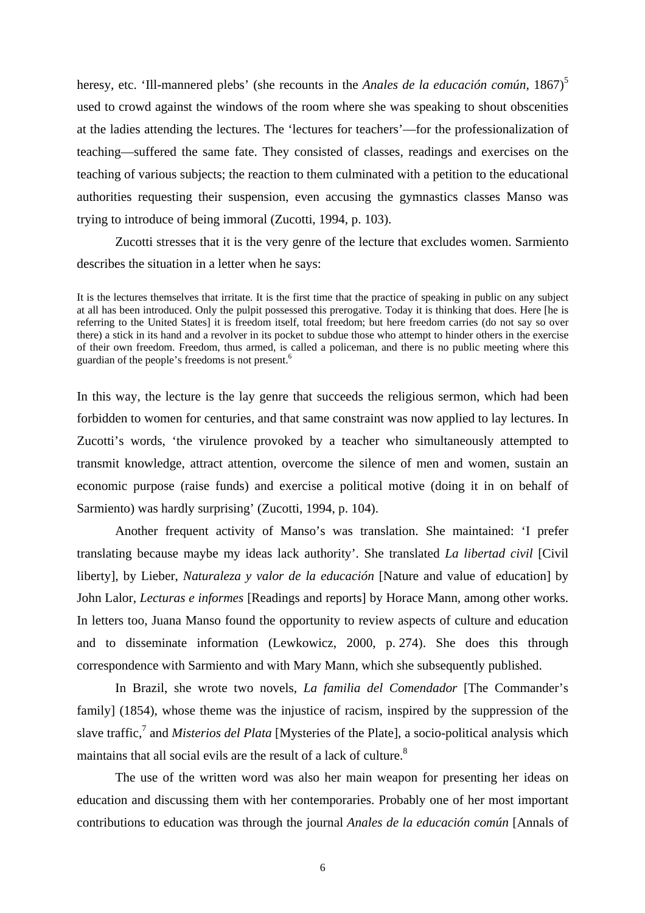heresy, etc. 'Ill-mannered plebs' (she recounts in the *Anales de la educación común*, 1867)[5] used to crowd against the windows of the room where she was speaking to shout obscenities at the ladies attending the lectures. The 'lectures for teachers'—for the professionalization of teaching—suffered the same fate. They consisted of classes, readings and exercises on the teaching of various subjects; the reaction to them culminated with a petition to the educational authorities requesting their suspension, even accusing the gymnastics classes Manso was trying to introduce of being immoral (Zucotti, 1994, p. 103).

Zucotti stresses that it is the very genre of the lecture that excludes women. Sarmiento describes the situation in a letter when he says:

> It is the lectures themselves that irritate. It is the first time that the practice of speaking in public on any subject at all has been introduced. Only the pulpit possessed this prerogative. Today it is thinking that does. Here [he is referring to the United States] it is freedom itself, total freedom; but here freedom carries (do not say so over there) a stick in its hand and a revolver in its pocket to subdue those who attempt to hinder others in the exercise of their own freedom. Freedom, thus armed, is called a policeman, and there is no public meeting where this guardian of the people's freedoms is not present.[6]

In this way, the lecture is the lay genre that succeeds the religious sermon, which had been forbidden to women for centuries, and that same constraint was now applied to lay lectures. In Zucotti's words, 'the virulence provoked by a teacher who simultaneously attempted to transmit knowledge, attract attention, overcome the silence of men and women, sustain an economic purpose (raise funds) and exercise a political motive (doing it in on behalf of Sarmiento) was hardly surprising' (Zucotti, 1994, p. 104).

Another frequent activity of Manso's was translation. She maintained: 'I prefer translating because maybe my ideas lack authority'. She translated *La libertad civil* [Civil liberty], by Lieber, *Naturaleza y valor de la educación* [Nature and value of education] by John Lalor, *Lecturas e informes* [Readings and reports] by Horace Mann, among other works. In letters too, Juana Manso found the opportunity to review aspects of culture and education and to disseminate information (Lewkowicz, 2000, p. 274). She does this through correspondence with Sarmiento and with Mary Mann, which she subsequently published.

In Brazil, she wrote two novels, *La familia del Comendador* [The Commander's family] (1854), whose theme was the injustice of racism, inspired by the suppression of the slave traffic,[7] and *Misterios del Plata* [Mysteries of the Plate], a socio-political analysis which maintains that all social evils are the result of a lack of culture.[8]

The use of the written word was also her main weapon for presenting her ideas on education and discussing them with her contemporaries. Probably one of her most important contributions to education was through the journal *Anales de la educación común* [Annals of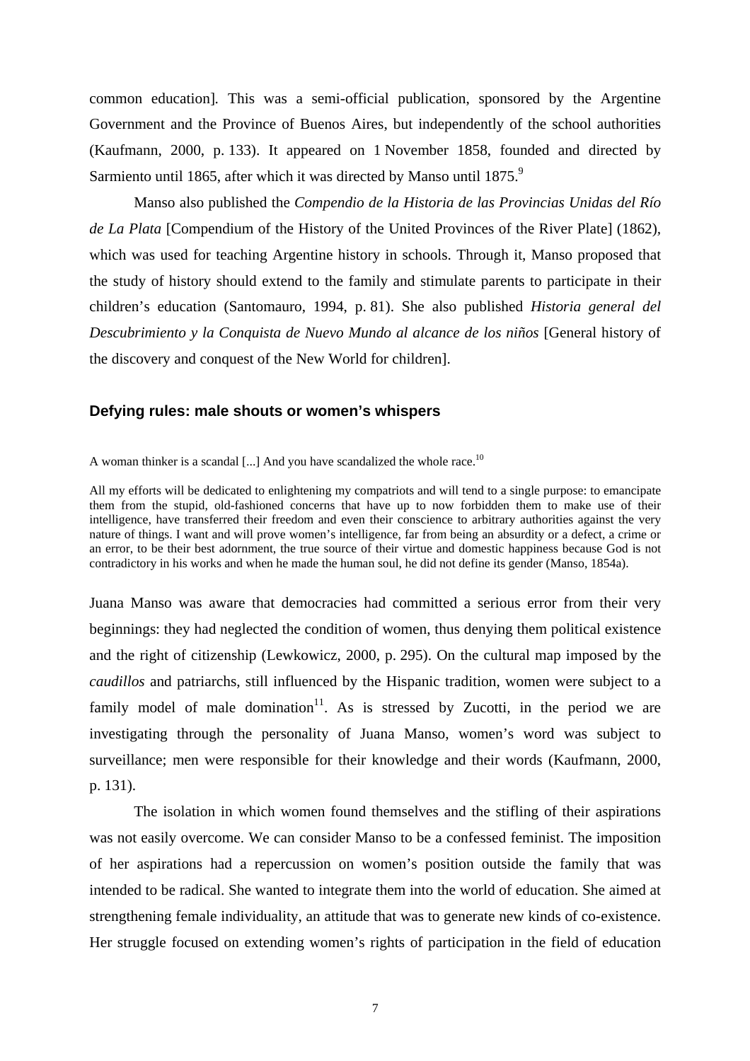common education]. This was a semi-official publication, sponsored by the Argentine Government and the Province of Buenos Aires, but independently of the school authorities (Kaufmann, 2000, p. 133). It appeared on 1 November 1858, founded and directed by Sarmiento until 1865, after which it was directed by Manso until 1875.[9]

Manso also published the *Compendio de la Historia de las Provincias Unidas del Río de La Plata* [Compendium of the History of the United Provinces of the River Plate] (1862), which was used for teaching Argentine history in schools. Through it, Manso proposed that the study of history should extend to the family and stimulate parents to participate in their children's education (Santomauro, 1994, p. 81). She also published *Historia general del Descubrimiento y la Conquista de Nuevo Mundo al alcance de los niños* [General history of the discovery and conquest of the New World for children].

## Defying rules: male shouts or women's whispers

> A woman thinker is a scandal [...] And you have scandalized the whole race.[10]

> All my efforts will be dedicated to enlightening my compatriots and will tend to a single purpose: to emancipate them from the stupid, old-fashioned concerns that have up to now forbidden them to make use of their intelligence, have transferred their freedom and even their conscience to arbitrary authorities against the very nature of things. I want and will prove women's intelligence, far from being an absurdity or a defect, a crime or an error, to be their best adornment, the true source of their virtue and domestic happiness because God is not contradictory in his works and when he made the human soul, he did not define its gender (Manso, 1854a).

Juana Manso was aware that democracies had committed a serious error from their very beginnings: they had neglected the condition of women, thus denying them political existence and the right of citizenship (Lewkowicz, 2000, p. 295). On the cultural map imposed by the *caudillos* and patriarchs, still influenced by the Hispanic tradition, women were subject to a family model of male domination[11]. As is stressed by Zucotti, in the period we are investigating through the personality of Juana Manso, women's word was subject to surveillance; men were responsible for their knowledge and their words (Kaufmann, 2000, p. 131).

The isolation in which women found themselves and the stifling of their aspirations was not easily overcome. We can consider Manso to be a confessed feminist. The imposition of her aspirations had a repercussion on women's position outside the family that was intended to be radical. She wanted to integrate them into the world of education. She aimed at strengthening female individuality, an attitude that was to generate new kinds of co-existence. Her struggle focused on extending women's rights of participation in the field of education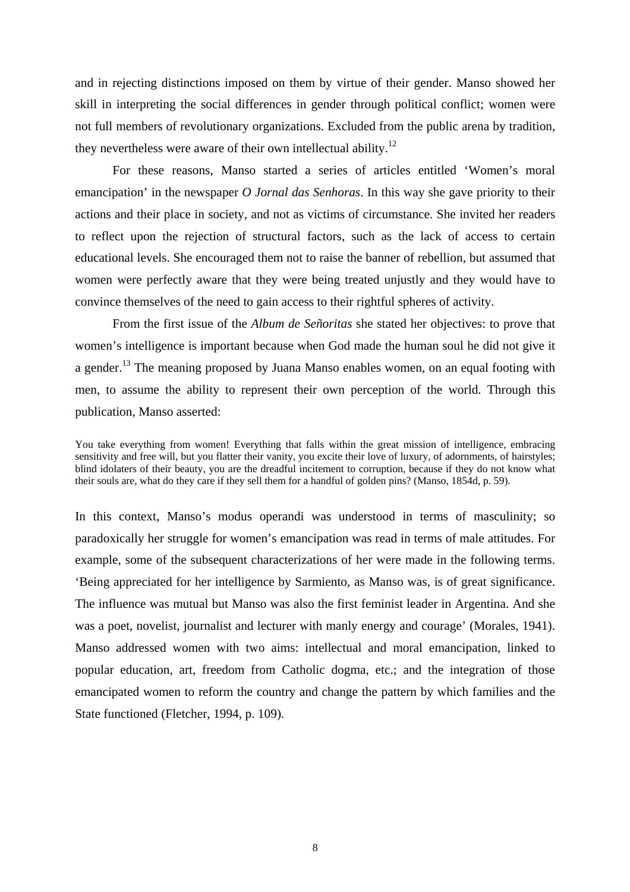and in rejecting distinctions imposed on them by virtue of their gender. Manso showed her skill in interpreting the social differences in gender through political conflict; women were not full members of revolutionary organizations. Excluded from the public arena by tradition, they nevertheless were aware of their own intellectual ability.[12]

For these reasons, Manso started a series of articles entitled 'Women's moral emancipation' in the newspaper *O Jornal das Senhoras*. In this way she gave priority to their actions and their place in society, and not as victims of circumstance. She invited her readers to reflect upon the rejection of structural factors, such as the lack of access to certain educational levels. She encouraged them not to raise the banner of rebellion, but assumed that women were perfectly aware that they were being treated unjustly and they would have to convince themselves of the need to gain access to their rightful spheres of activity.

From the first issue of the *Album de Señoritas* she stated her objectives: to prove that women's intelligence is important because when God made the human soul he did not give it a gender.[13] The meaning proposed by Juana Manso enables women, on an equal footing with men, to assume the ability to represent their own perception of the world. Through this publication, Manso asserted:

> You take everything from women! Everything that falls within the great mission of intelligence, embracing sensitivity and free will, but you flatter their vanity, you excite their love of luxury, of adornments, of hairstyles; blind idolaters of their beauty, you are the dreadful incitement to corruption, because if they do not know what their souls are, what do they care if they sell them for a handful of golden pins? (Manso, 1854d, p. 59).

In this context, Manso's modus operandi was understood in terms of masculinity; so paradoxically her struggle for women's emancipation was read in terms of male attitudes. For example, some of the subsequent characterizations of her were made in the following terms. 'Being appreciated for her intelligence by Sarmiento, as Manso was, is of great significance. The influence was mutual but Manso was also the first feminist leader in Argentina. And she was a poet, novelist, journalist and lecturer with manly energy and courage' (Morales, 1941). Manso addressed women with two aims: intellectual and moral emancipation, linked to popular education, art, freedom from Catholic dogma, etc.; and the integration of those emancipated women to reform the country and change the pattern by which families and the State functioned (Fletcher, 1994, p. 109).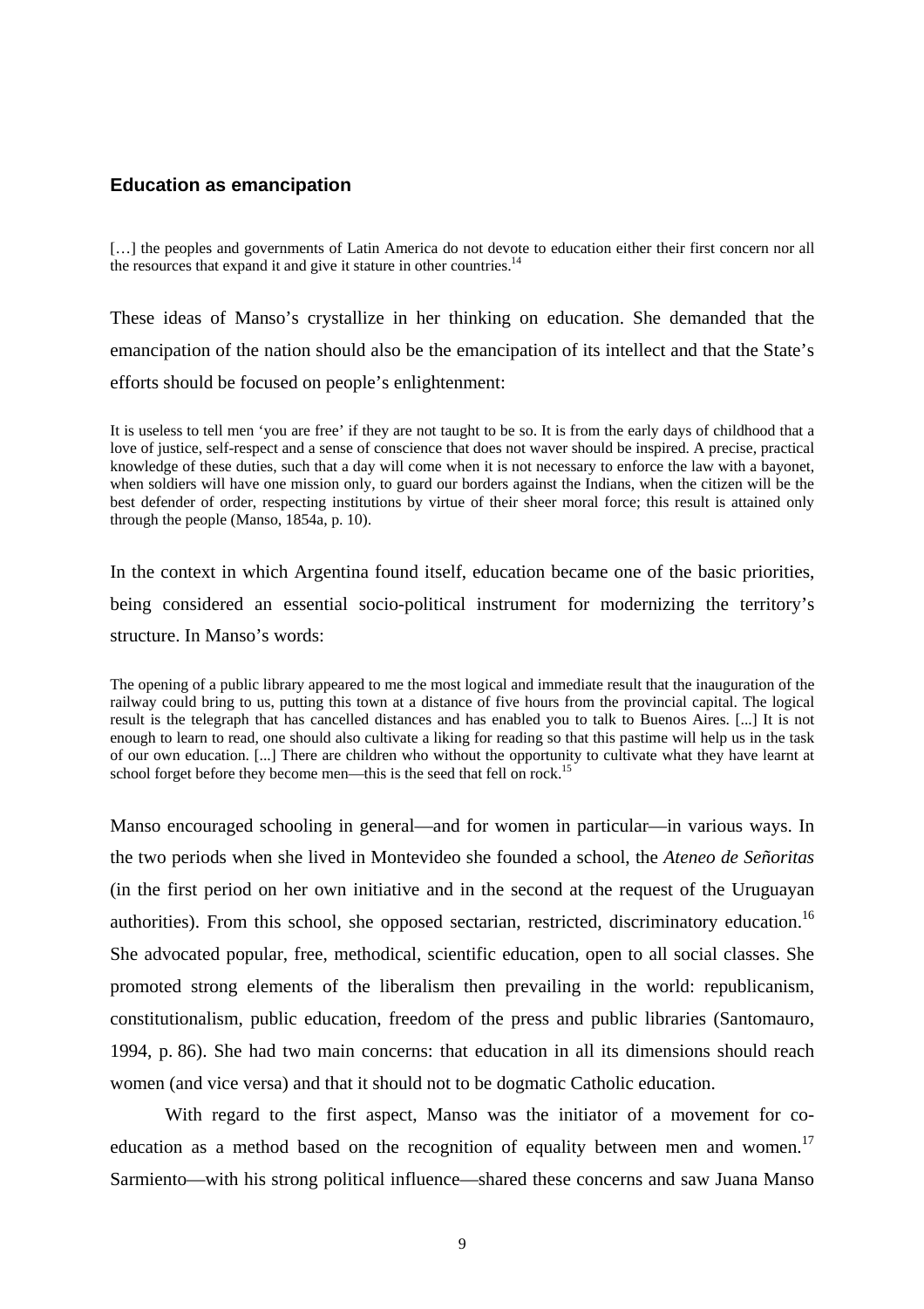### Education as emancipation

> […] the peoples and governments of Latin America do not devote to education either their first concern nor all the resources that expand it and give it stature in other countries.[14]

These ideas of Manso's crystallize in her thinking on education. She demanded that the emancipation of the nation should also be the emancipation of its intellect and that the State's efforts should be focused on people's enlightenment:

> It is useless to tell men 'you are free' if they are not taught to be so. It is from the early days of childhood that a love of justice, self-respect and a sense of conscience that does not waver should be inspired. A precise, practical knowledge of these duties, such that a day will come when it is not necessary to enforce the law with a bayonet, when soldiers will have one mission only, to guard our borders against the Indians, when the citizen will be the best defender of order, respecting institutions by virtue of their sheer moral force; this result is attained only through the people (Manso, 1854a, p. 10).

In the context in which Argentina found itself, education became one of the basic priorities, being considered an essential socio-political instrument for modernizing the territory's structure. In Manso's words:

> The opening of a public library appeared to me the most logical and immediate result that the inauguration of the railway could bring to us, putting this town at a distance of five hours from the provincial capital. The logical result is the telegraph that has cancelled distances and has enabled you to talk to Buenos Aires. [...] It is not enough to learn to read, one should also cultivate a liking for reading so that this pastime will help us in the task of our own education. [...] There are children who without the opportunity to cultivate what they have learnt at school forget before they become men—this is the seed that fell on rock.[15]

Manso encouraged schooling in general—and for women in particular—in various ways. In the two periods when she lived in Montevideo she founded a school, the *Ateneo de Señoritas* (in the first period on her own initiative and in the second at the request of the Uruguayan authorities). From this school, she opposed sectarian, restricted, discriminatory education.[16] She advocated popular, free, methodical, scientific education, open to all social classes. She promoted strong elements of the liberalism then prevailing in the world: republicanism, constitutionalism, public education, freedom of the press and public libraries (Santomauro, 1994, p. 86). She had two main concerns: that education in all its dimensions should reach women (and vice versa) and that it should not to be dogmatic Catholic education.

With regard to the first aspect, Manso was the initiator of a movement for co-education as a method based on the recognition of equality between men and women.[17] Sarmiento—with his strong political influence—shared these concerns and saw Juana Manso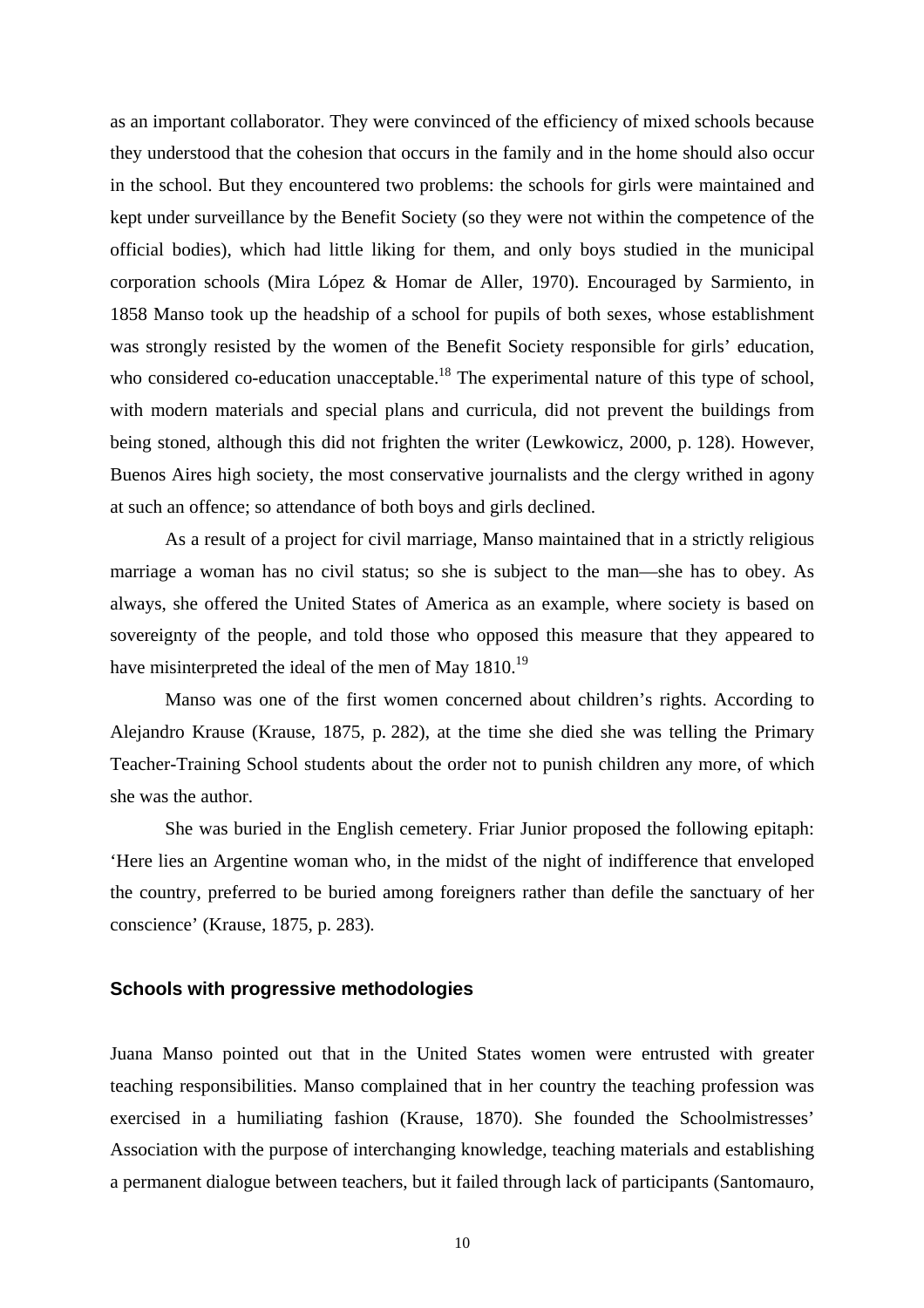as an important collaborator. They were convinced of the efficiency of mixed schools because they understood that the cohesion that occurs in the family and in the home should also occur in the school. But they encountered two problems: the schools for girls were maintained and kept under surveillance by the Benefit Society (so they were not within the competence of the official bodies), which had little liking for them, and only boys studied in the municipal corporation schools (Mira López & Homar de Aller, 1970). Encouraged by Sarmiento, in 1858 Manso took up the headship of a school for pupils of both sexes, whose establishment was strongly resisted by the women of the Benefit Society responsible for girls' education, who considered co-education unacceptable.[18] The experimental nature of this type of school, with modern materials and special plans and curricula, did not prevent the buildings from being stoned, although this did not frighten the writer (Lewkowicz, 2000, p. 128). However, Buenos Aires high society, the most conservative journalists and the clergy writhed in agony at such an offence; so attendance of both boys and girls declined.

As a result of a project for civil marriage, Manso maintained that in a strictly religious marriage a woman has no civil status; so she is subject to the man—she has to obey. As always, she offered the United States of America as an example, where society is based on sovereignty of the people, and told those who opposed this measure that they appeared to have misinterpreted the ideal of the men of May 1810.[19]

Manso was one of the first women concerned about children's rights. According to Alejandro Krause (Krause, 1875, p. 282), at the time she died she was telling the Primary Teacher-Training School students about the order not to punish children any more, of which she was the author.

She was buried in the English cemetery. Friar Junior proposed the following epitaph: 'Here lies an Argentine woman who, in the midst of the night of indifference that enveloped the country, preferred to be buried among foreigners rather than defile the sanctuary of her conscience' (Krause, 1875, p. 283).

## Schools with progressive methodologies

Juana Manso pointed out that in the United States women were entrusted with greater teaching responsibilities. Manso complained that in her country the teaching profession was exercised in a humiliating fashion (Krause, 1870). She founded the Schoolmistresses' Association with the purpose of interchanging knowledge, teaching materials and establishing a permanent dialogue between teachers, but it failed through lack of participants (Santomauro,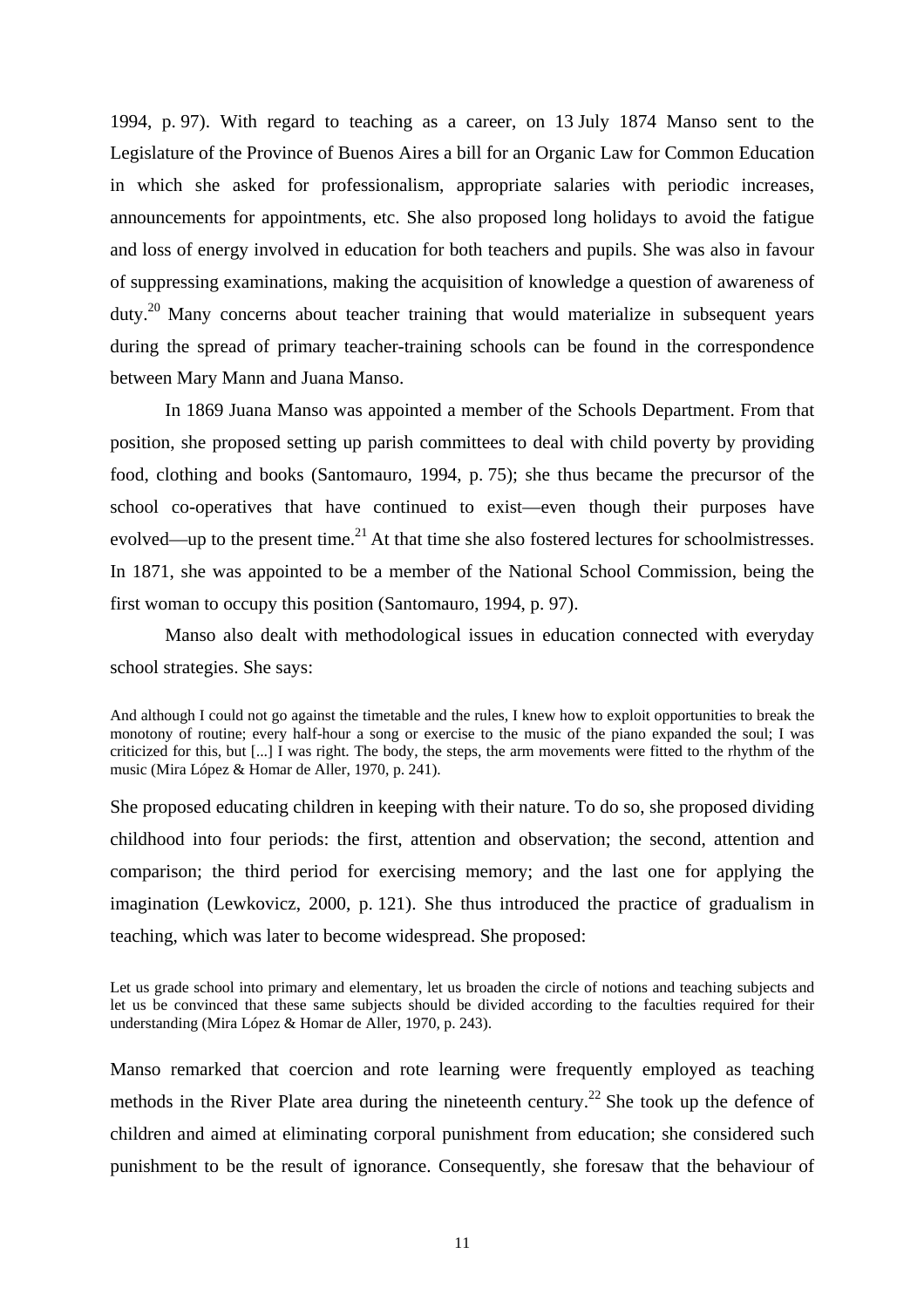1994, p. 97). With regard to teaching as a career, on 13 July 1874 Manso sent to the Legislature of the Province of Buenos Aires a bill for an Organic Law for Common Education in which she asked for professionalism, appropriate salaries with periodic increases, announcements for appointments, etc. She also proposed long holidays to avoid the fatigue and loss of energy involved in education for both teachers and pupils. She was also in favour of suppressing examinations, making the acquisition of knowledge a question of awareness of duty.[20] Many concerns about teacher training that would materialize in subsequent years during the spread of primary teacher-training schools can be found in the correspondence between Mary Mann and Juana Manso.

In 1869 Juana Manso was appointed a member of the Schools Department. From that position, she proposed setting up parish committees to deal with child poverty by providing food, clothing and books (Santomauro, 1994, p. 75); she thus became the precursor of the school co-operatives that have continued to exist—even though their purposes have evolved—up to the present time.[21] At that time she also fostered lectures for schoolmistresses. In 1871, she was appointed to be a member of the National School Commission, being the first woman to occupy this position (Santomauro, 1994, p. 97).

Manso also dealt with methodological issues in education connected with everyday school strategies. She says:

> And although I could not go against the timetable and the rules, I knew how to exploit opportunities to break the monotony of routine; every half-hour a song or exercise to the music of the piano expanded the soul; I was criticized for this, but [...] I was right. The body, the steps, the arm movements were fitted to the rhythm of the music (Mira López & Homar de Aller, 1970, p. 241).

She proposed educating children in keeping with their nature. To do so, she proposed dividing childhood into four periods: the first, attention and observation; the second, attention and comparison; the third period for exercising memory; and the last one for applying the imagination (Lewkovicz, 2000, p. 121). She thus introduced the practice of gradualism in teaching, which was later to become widespread. She proposed:

> Let us grade school into primary and elementary, let us broaden the circle of notions and teaching subjects and let us be convinced that these same subjects should be divided according to the faculties required for their understanding (Mira López & Homar de Aller, 1970, p. 243).

Manso remarked that coercion and rote learning were frequently employed as teaching methods in the River Plate area during the nineteenth century.[22] She took up the defence of children and aimed at eliminating corporal punishment from education; she considered such punishment to be the result of ignorance. Consequently, she foresaw that the behaviour of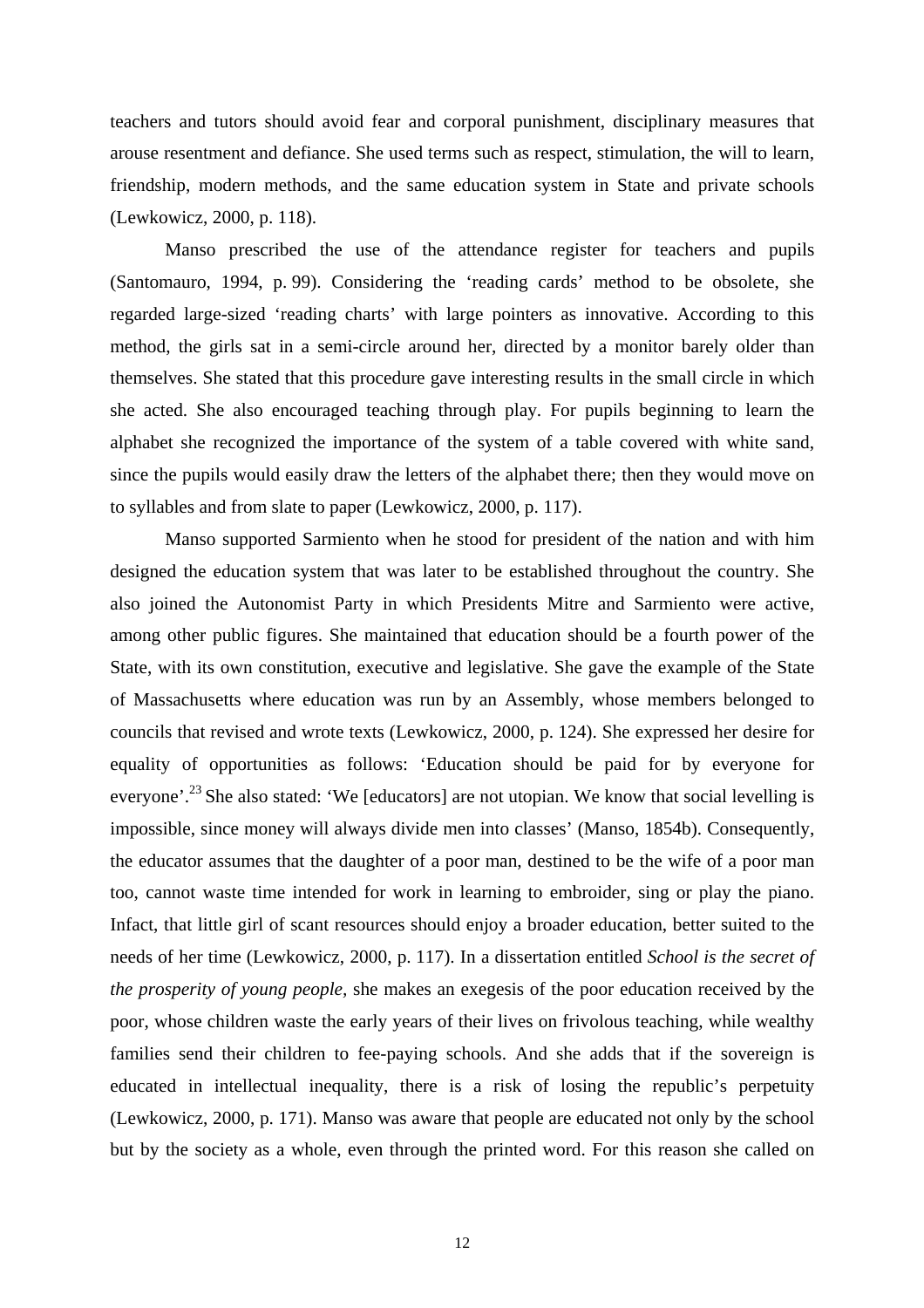teachers and tutors should avoid fear and corporal punishment, disciplinary measures that arouse resentment and defiance. She used terms such as respect, stimulation, the will to learn, friendship, modern methods, and the same education system in State and private schools (Lewkowicz, 2000, p. 118).

Manso prescribed the use of the attendance register for teachers and pupils (Santomauro, 1994, p. 99). Considering the 'reading cards' method to be obsolete, she regarded large-sized 'reading charts' with large pointers as innovative. According to this method, the girls sat in a semi-circle around her, directed by a monitor barely older than themselves. She stated that this procedure gave interesting results in the small circle in which she acted. She also encouraged teaching through play. For pupils beginning to learn the alphabet she recognized the importance of the system of a table covered with white sand, since the pupils would easily draw the letters of the alphabet there; then they would move on to syllables and from slate to paper (Lewkowicz, 2000, p. 117).

Manso supported Sarmiento when he stood for president of the nation and with him designed the education system that was later to be established throughout the country. She also joined the Autonomist Party in which Presidents Mitre and Sarmiento were active, among other public figures. She maintained that education should be a fourth power of the State, with its own constitution, executive and legislative. She gave the example of the State of Massachusetts where education was run by an Assembly, whose members belonged to councils that revised and wrote texts (Lewkowicz, 2000, p. 124). She expressed her desire for equality of opportunities as follows: 'Education should be paid for by everyone for everyone'.[23] She also stated: 'We [educators] are not utopian. We know that social levelling is impossible, since money will always divide men into classes' (Manso, 1854b). Consequently, the educator assumes that the daughter of a poor man, destined to be the wife of a poor man too, cannot waste time intended for work in learning to embroider, sing or play the piano. Infact, that little girl of scant resources should enjoy a broader education, better suited to the needs of her time (Lewkowicz, 2000, p. 117). In a dissertation entitled *School is the secret of the prosperity of young people*, she makes an exegesis of the poor education received by the poor, whose children waste the early years of their lives on frivolous teaching, while wealthy families send their children to fee-paying schools. And she adds that if the sovereign is educated in intellectual inequality, there is a risk of losing the republic's perpetuity (Lewkowicz, 2000, p. 171). Manso was aware that people are educated not only by the school but by the society as a whole, even through the printed word. For this reason she called on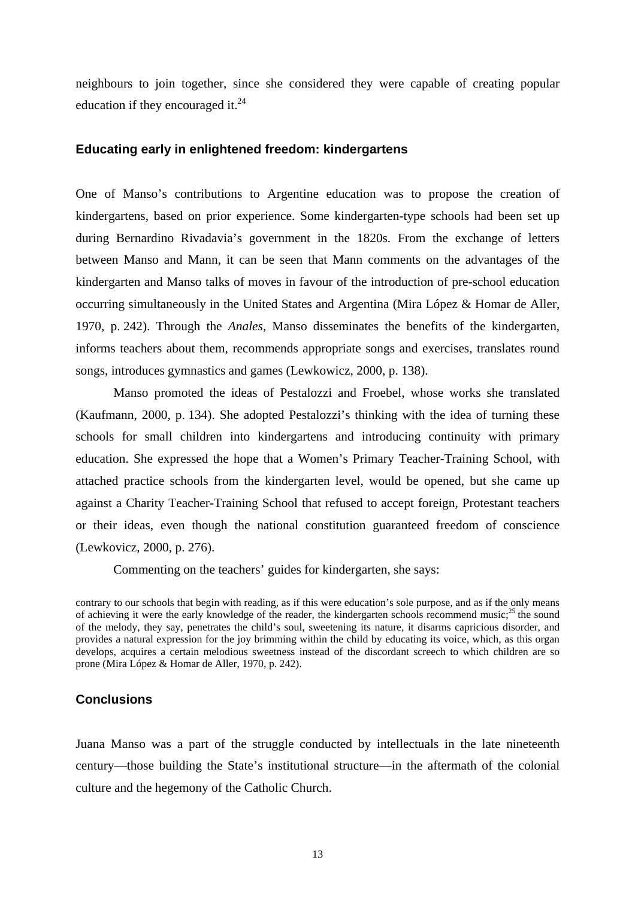neighbours to join together, since she considered they were capable of creating popular education if they encouraged it.[24]

## Educating early in enlightened freedom: kindergartens

One of Manso's contributions to Argentine education was to propose the creation of kindergartens, based on prior experience. Some kindergarten-type schools had been set up during Bernardino Rivadavia's government in the 1820s. From the exchange of letters between Manso and Mann, it can be seen that Mann comments on the advantages of the kindergarten and Manso talks of moves in favour of the introduction of pre-school education occurring simultaneously in the United States and Argentina (Mira López & Homar de Aller, 1970, p. 242). Through the *Anales,* Manso disseminates the benefits of the kindergarten, informs teachers about them, recommends appropriate songs and exercises, translates round songs, introduces gymnastics and games (Lewkowicz, 2000, p. 138).

Manso promoted the ideas of Pestalozzi and Froebel, whose works she translated (Kaufmann, 2000, p. 134). She adopted Pestalozzi's thinking with the idea of turning these schools for small children into kindergartens and introducing continuity with primary education. She expressed the hope that a Women's Primary Teacher-Training School, with attached practice schools from the kindergarten level, would be opened, but she came up against a Charity Teacher-Training School that refused to accept foreign, Protestant teachers or their ideas, even though the national constitution guaranteed freedom of conscience (Lewkovicz, 2000, p. 276).

Commenting on the teachers' guides for kindergarten, she says:

> contrary to our schools that begin with reading, as if this were education's sole purpose, and as if the only means of achieving it were the early knowledge of the reader, the kindergarten schools recommend music;[25] the sound of the melody, they say, penetrates the child's soul, sweetening its nature, it disarms capricious disorder, and provides a natural expression for the joy brimming within the child by educating its voice, which, as this organ develops, acquires a certain melodious sweetness instead of the discordant screech to which children are so prone (Mira López & Homar de Aller, 1970, p. 242).

## Conclusions

Juana Manso was a part of the struggle conducted by intellectuals in the late nineteenth century—those building the State's institutional structure—in the aftermath of the colonial culture and the hegemony of the Catholic Church.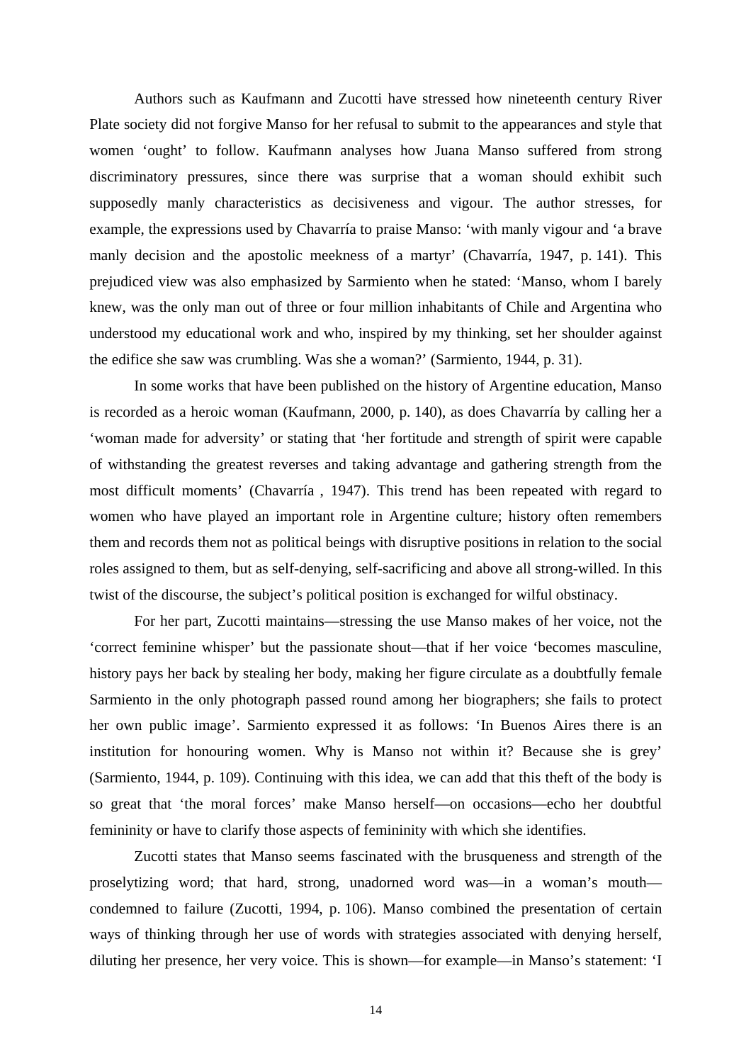Authors such as Kaufmann and Zucotti have stressed how nineteenth century River Plate society did not forgive Manso for her refusal to submit to the appearances and style that women 'ought' to follow. Kaufmann analyses how Juana Manso suffered from strong discriminatory pressures, since there was surprise that a woman should exhibit such supposedly manly characteristics as decisiveness and vigour. The author stresses, for example, the expressions used by Chavarría to praise Manso: 'with manly vigour and 'a brave manly decision and the apostolic meekness of a martyr' (Chavarría, 1947, p. 141). This prejudiced view was also emphasized by Sarmiento when he stated: 'Manso, whom I barely knew, was the only man out of three or four million inhabitants of Chile and Argentina who understood my educational work and who, inspired by my thinking, set her shoulder against the edifice she saw was crumbling. Was she a woman?' (Sarmiento, 1944, p. 31).

In some works that have been published on the history of Argentine education, Manso is recorded as a heroic woman (Kaufmann, 2000, p. 140), as does Chavarría by calling her a 'woman made for adversity' or stating that 'her fortitude and strength of spirit were capable of withstanding the greatest reverses and taking advantage and gathering strength from the most difficult moments' (Chavarría , 1947). This trend has been repeated with regard to women who have played an important role in Argentine culture; history often remembers them and records them not as political beings with disruptive positions in relation to the social roles assigned to them, but as self-denying, self-sacrificing and above all strong-willed. In this twist of the discourse, the subject's political position is exchanged for wilful obstinacy.

For her part, Zucotti maintains—stressing the use Manso makes of her voice, not the 'correct feminine whisper' but the passionate shout—that if her voice 'becomes masculine, history pays her back by stealing her body, making her figure circulate as a doubtfully female Sarmiento in the only photograph passed round among her biographers; she fails to protect her own public image'. Sarmiento expressed it as follows: 'In Buenos Aires there is an institution for honouring women. Why is Manso not within it? Because she is grey' (Sarmiento, 1944, p. 109). Continuing with this idea, we can add that this theft of the body is so great that 'the moral forces' make Manso herself—on occasions—echo her doubtful femininity or have to clarify those aspects of femininity with which she identifies.

Zucotti states that Manso seems fascinated with the brusqueness and strength of the proselytizing word; that hard, strong, unadorned word was—in a woman's mouth—condemned to failure (Zucotti, 1994, p. 106). Manso combined the presentation of certain ways of thinking through her use of words with strategies associated with denying herself, diluting her presence, her very voice. This is shown—for example—in Manso's statement: 'I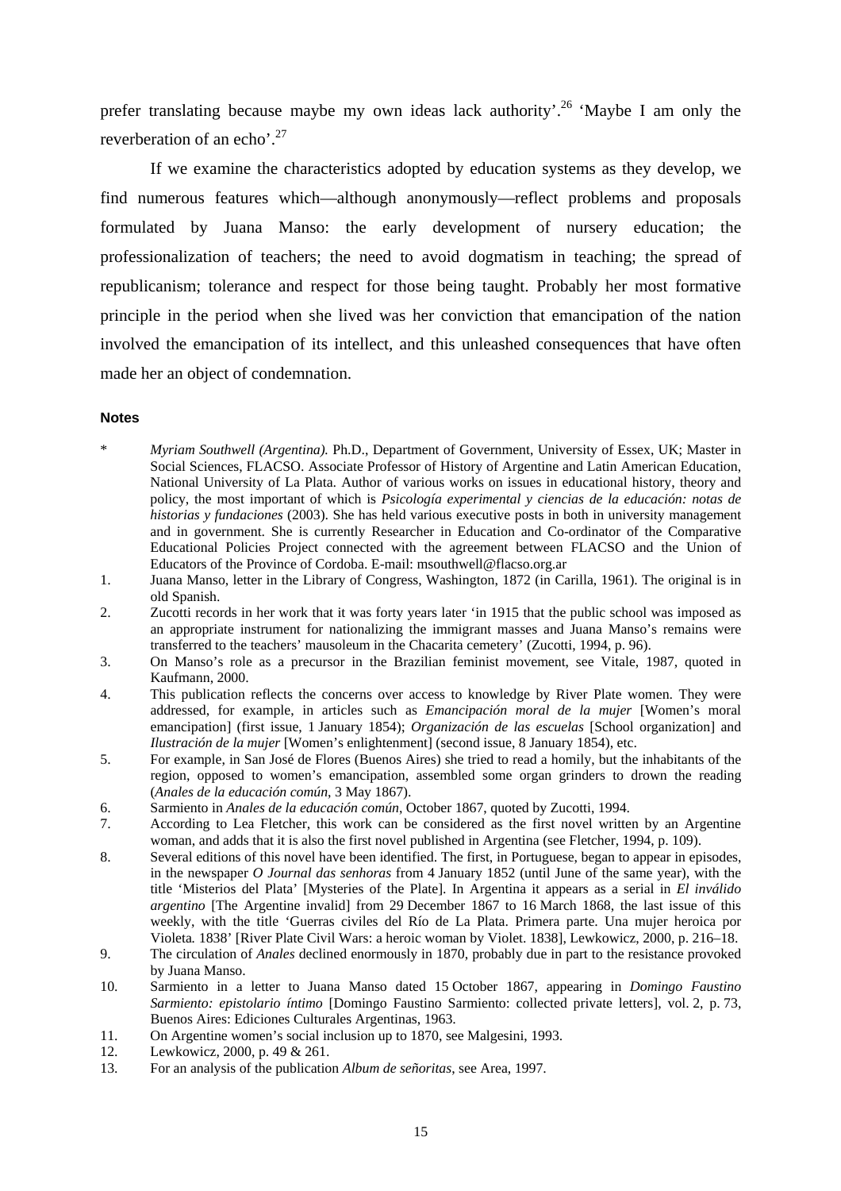prefer translating because maybe my own ideas lack authority'.[26] 'Maybe I am only the reverberation of an echo'.[27]

If we examine the characteristics adopted by education systems as they develop, we find numerous features which—although anonymously—reflect problems and proposals formulated by Juana Manso: the early development of nursery education; the professionalization of teachers; the need to avoid dogmatism in teaching; the spread of republicanism; tolerance and respect for those being taught. Probably her most formative principle in the period when she lived was her conviction that emancipation of the nation involved the emancipation of its intellect, and this unleashed consequences that have often made her an object of condemnation.

#### Notes

\* *Myriam Southwell (Argentina).* Ph.D., Department of Government, University of Essex, UK; Master in Social Sciences, FLACSO. Associate Professor of History of Argentine and Latin American Education, National University of La Plata. Author of various works on issues in educational history, theory and policy, the most important of which is *Psicología experimental y ciencias de la educación: notas de historias y fundaciones* (2003). She has held various executive posts in both in university management and in government. She is currently Researcher in Education and Co-ordinator of the Comparative Educational Policies Project connected with the agreement between FLACSO and the Union of Educators of the Province of Cordoba. E-mail: msouthwell@flacso.org.ar

1. Juana Manso, letter in the Library of Congress, Washington, 1872 (in Carilla, 1961). The original is in old Spanish.
2. Zucotti records in her work that it was forty years later 'in 1915 that the public school was imposed as an appropriate instrument for nationalizing the immigrant masses and Juana Manso's remains were transferred to the teachers' mausoleum in the Chacarita cemetery' (Zucotti, 1994, p. 96).
3. On Manso's role as a precursor in the Brazilian feminist movement, see Vitale, 1987, quoted in Kaufmann, 2000.
4. This publication reflects the concerns over access to knowledge by River Plate women. They were addressed, for example, in articles such as *Emancipación moral de la mujer* [Women's moral emancipation] (first issue, 1 January 1854); *Organización de las escuelas* [School organization] and *Ilustración de la mujer* [Women's enlightenment] (second issue, 8 January 1854), etc.
5. For example, in San José de Flores (Buenos Aires) she tried to read a homily, but the inhabitants of the region, opposed to women's emancipation, assembled some organ grinders to drown the reading (*Anales de la educación común*, 3 May 1867).
6. Sarmiento in *Anales de la educación común*, October 1867, quoted by Zucotti, 1994.
7. According to Lea Fletcher, this work can be considered as the first novel written by an Argentine woman, and adds that it is also the first novel published in Argentina (see Fletcher, 1994, p. 109).
8. Several editions of this novel have been identified. The first, in Portuguese, began to appear in episodes, in the newspaper *O Journal das senhoras* from 4 January 1852 (until June of the same year), with the title 'Misterios del Plata' [Mysteries of the Plate]. In Argentina it appears as a serial in *El inválido argentino* [The Argentine invalid] from 29 December 1867 to 16 March 1868, the last issue of this weekly, with the title 'Guerras civiles del Río de La Plata. Primera parte. Una mujer heroica por Violeta*.* 1838' [River Plate Civil Wars: a heroic woman by Violet. 1838], Lewkowicz, 2000, p. 216–18.
9. The circulation of *Anales* declined enormously in 1870, probably due in part to the resistance provoked by Juana Manso.
10. Sarmiento in a letter to Juana Manso dated 15 October 1867, appearing in *Domingo Faustino Sarmiento: epistolario íntimo* [Domingo Faustino Sarmiento: collected private letters], vol. 2, p. 73, Buenos Aires: Ediciones Culturales Argentinas, 1963.
11. On Argentine women's social inclusion up to 1870, see Malgesini, 1993.
12. Lewkowicz, 2000, p. 49 & 261.
13. For an analysis of the publication *Album de señoritas*, see Area, 1997.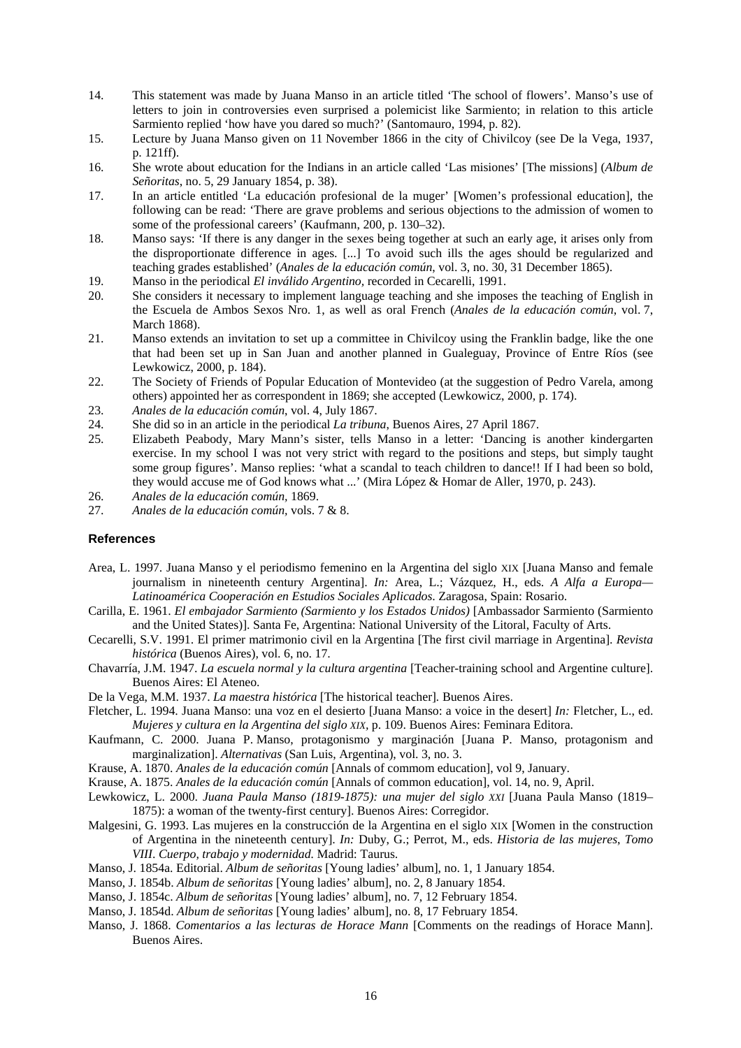14. This statement was made by Juana Manso in an article titled 'The school of flowers'. Manso's use of letters to join in controversies even surprised a polemicist like Sarmiento; in relation to this article Sarmiento replied 'how have you dared so much?' (Santomauro, 1994, p. 82).
15. Lecture by Juana Manso given on 11 November 1866 in the city of Chivilcoy (see De la Vega, 1937, p. 121ff).
16. She wrote about education for the Indians in an article called 'Las misiones' [The missions] (*Album de Señoritas*, no. 5, 29 January 1854, p. 38).
17. In an article entitled 'La educación profesional de la muger' [Women's professional education], the following can be read: 'There are grave problems and serious objections to the admission of women to some of the professional careers' (Kaufmann, 200, p. 130–32).
18. Manso says: 'If there is any danger in the sexes being together at such an early age, it arises only from the disproportionate difference in ages. [...] To avoid such ills the ages should be regularized and teaching grades established' (*Anales de la educación común*, vol. 3, no. 30, 31 December 1865).
19. Manso in the periodical *El inválido Argentino*, recorded in Cecarelli, 1991.
20. She considers it necessary to implement language teaching and she imposes the teaching of English in the Escuela de Ambos Sexos Nro. 1, as well as oral French (*Anales de la educación común*, vol. 7, March 1868).
21. Manso extends an invitation to set up a committee in Chivilcoy using the Franklin badge, like the one that had been set up in San Juan and another planned in Gualeguay, Province of Entre Ríos (see Lewkowicz, 2000, p. 184).
22. The Society of Friends of Popular Education of Montevideo (at the suggestion of Pedro Varela, among others) appointed her as correspondent in 1869; she accepted (Lewkowicz, 2000, p. 174).
23. *Anales de la educación común*, vol. 4, July 1867.
24. She did so in an article in the periodical *La tribuna*, Buenos Aires, 27 April 1867.
25. Elizabeth Peabody, Mary Mann's sister, tells Manso in a letter: 'Dancing is another kindergarten exercise. In my school I was not very strict with regard to the positions and steps, but simply taught some group figures'. Manso replies: 'what a scandal to teach children to dance!! If I had been so bold, they would accuse me of God knows what ...' (Mira López & Homar de Aller, 1970, p. 243).
26. *Anales de la educación común*, 1869.
27. *Anales de la educación común*, vols. 7 & 8.

## References

Area, L. 1997. Juana Manso y el periodismo femenino en la Argentina del siglo XIX [Juana Manso and female journalism in nineteenth century Argentina]. *In:* Area, L.; Vázquez, H., eds. *A Alfa a Europa—Latinoamérica Cooperación en Estudios Sociales Aplicados*. Zaragosa, Spain: Rosario.

Carilla, E. 1961. *El embajador Sarmiento (Sarmiento y los Estados Unidos)* [Ambassador Sarmiento (Sarmiento and the United States)]. Santa Fe, Argentina: National University of the Litoral, Faculty of Arts.

Cecarelli, S.V. 1991. El primer matrimonio civil en la Argentina [The first civil marriage in Argentina]. *Revista histórica* (Buenos Aires), vol. 6, no. 17.

Chavarría, J.M. 1947. *La escuela normal y la cultura argentina* [Teacher-training school and Argentine culture]. Buenos Aires: El Ateneo.

De la Vega, M.M. 1937. *La maestra histórica* [The historical teacher]. Buenos Aires.

Fletcher, L. 1994. Juana Manso: una voz en el desierto [Juana Manso: a voice in the desert] *In:* Fletcher, L., ed. *Mujeres y cultura en la Argentina del siglo XIX*, p. 109. Buenos Aires: Feminara Editora.

Kaufmann, C. 2000. Juana P. Manso, protagonismo y marginación [Juana P. Manso, protagonism and marginalization]. *Alternativas* (San Luis, Argentina), vol. 3, no. 3.

Krause, A. 1870. *Anales de la educación común* [Annals of commom education], vol 9, January.

Krause, A. 1875. *Anales de la educación común* [Annals of common education], vol. 14, no. 9, April.

Lewkowicz, L. 2000. *Juana Paula Manso (1819-1875): una mujer del siglo XXI* [Juana Paula Manso (1819–1875): a woman of the twenty-first century]. Buenos Aires: Corregidor.

Malgesini, G. 1993. Las mujeres en la construcción de la Argentina en el siglo XIX [Women in the construction of Argentina in the nineteenth century]. *In:* Duby, G.; Perrot, M., eds. *Historia de las mujeres, Tomo VIII. Cuerpo, trabajo y modernidad*. Madrid: Taurus.

Manso, J. 1854a. Editorial. *Album de señoritas* [Young ladies' album], no. 1, 1 January 1854.

Manso, J. 1854b. *Album de señoritas* [Young ladies' album], no. 2, 8 January 1854.

Manso, J. 1854c. *Album de señoritas* [Young ladies' album], no. 7, 12 February 1854.

Manso, J. 1854d. *Album de señoritas* [Young ladies' album], no. 8, 17 February 1854.

Manso, J. 1868. *Comentarios a las lecturas de Horace Mann* [Comments on the readings of Horace Mann]. Buenos Aires.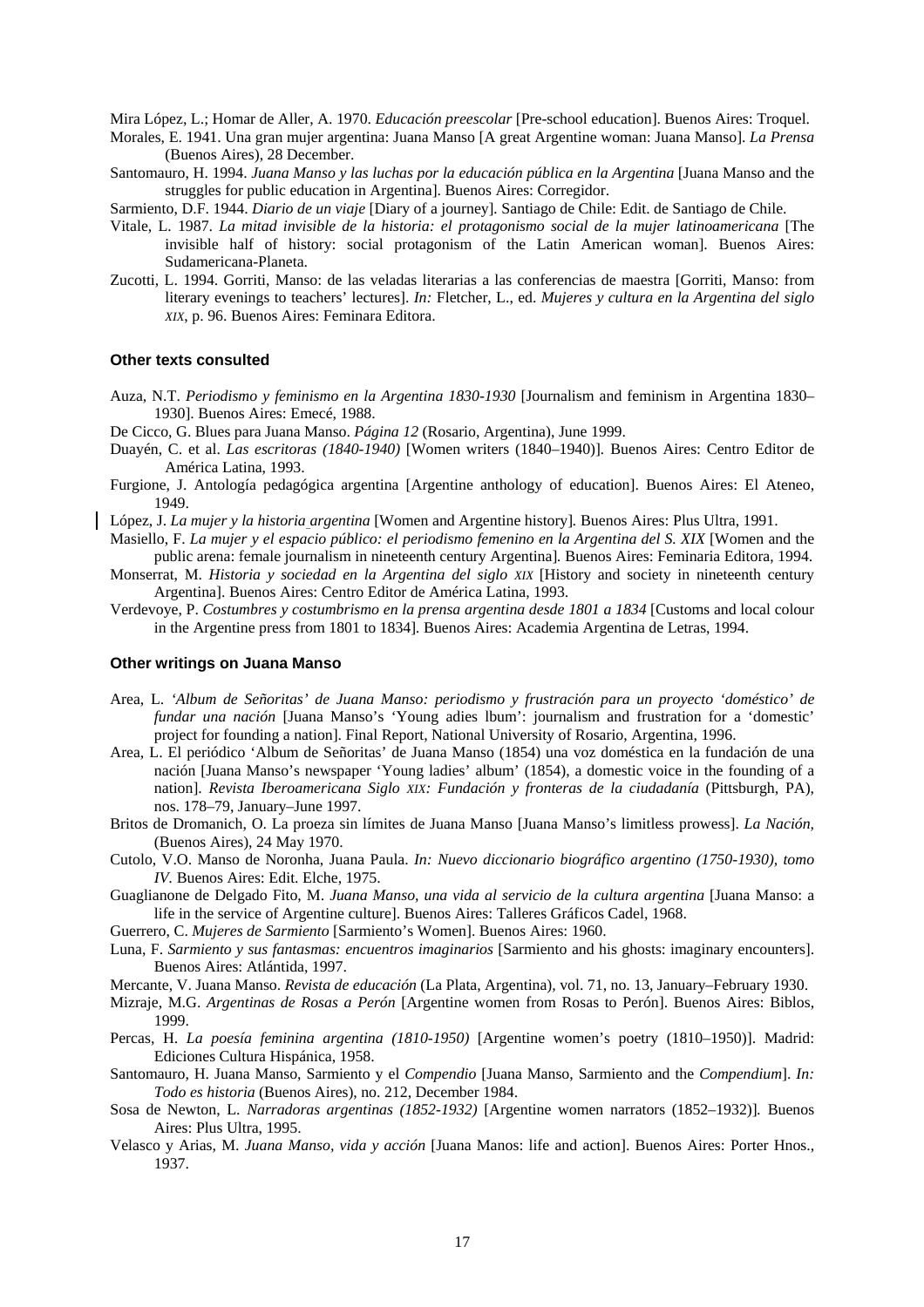Mira López, L.; Homar de Aller, A. 1970. *Educación preescolar* [Pre-school education]. Buenos Aires: Troquel.

Morales, E. 1941. Una gran mujer argentina: Juana Manso [A great Argentine woman: Juana Manso]. *La Prensa* (Buenos Aires), 28 December.

Santomauro, H. 1994. *Juana Manso y las luchas por la educación pública en la Argentina* [Juana Manso and the struggles for public education in Argentina]. Buenos Aires: Corregidor.

Sarmiento, D.F. 1944. *Diario de un viaje* [Diary of a journey]. Santiago de Chile: Edit. de Santiago de Chile.

Vitale, L. 1987. *La mitad invisible de la historia: el protagonismo social de la mujer latinoamericana* [The invisible half of history: social protagonism of the Latin American woman]. Buenos Aires: Sudamericana-Planeta.

Zucotti, L. 1994. Gorriti, Manso: de las veladas literarias a las conferencias de maestra [Gorriti, Manso: from literary evenings to teachers' lectures]. *In:* Fletcher, L., ed. *Mujeres y cultura en la Argentina del siglo XIX*, p. 96. Buenos Aires: Feminara Editora.

### Other texts consulted

Auza, N.T. *Periodismo y feminismo en la Argentina 1830-1930* [Journalism and feminism in Argentina 1830–1930]. Buenos Aires: Emecé, 1988.

De Cicco, G. Blues para Juana Manso. *Página 12* (Rosario, Argentina), June 1999.

Duayén, C. et al. *Las escritoras (1840-1940)* [Women writers (1840–1940)]. Buenos Aires: Centro Editor de América Latina, 1993.

Furgione, J. Antología pedagógica argentina [Argentine anthology of education]. Buenos Aires: El Ateneo, 1949.

López, J. *La mujer y la historia argentina* [Women and Argentine history]. Buenos Aires: Plus Ultra, 1991.

Masiello, F. *La mujer y el espacio público: el periodismo femenino en la Argentina del S. XIX* [Women and the public arena: female journalism in nineteenth century Argentina]. Buenos Aires: Feminaria Editora, 1994.

Monserrat, M. *Historia y sociedad en la Argentina del siglo XIX* [History and society in nineteenth century Argentina]. Buenos Aires: Centro Editor de América Latina, 1993.

Verdevoye, P. *Costumbres y costumbrismo en la prensa argentina desde 1801 a 1834* [Customs and local colour in the Argentine press from 1801 to 1834]. Buenos Aires: Academia Argentina de Letras, 1994.

### Other writings on Juana Manso

Area, L. *'Album de Señoritas' de Juana Manso: periodismo y frustración para un proyecto 'doméstico' de fundar una nación* [Juana Manso's 'Young adies lbum': journalism and frustration for a 'domestic' project for founding a nation]. Final Report, National University of Rosario, Argentina, 1996.

Area, L. El periódico 'Album de Señoritas' de Juana Manso (1854) una voz doméstica en la fundación de una nación [Juana Manso's newspaper 'Young ladies' album' (1854), a domestic voice in the founding of a nation]. *Revista Iberoamericana Siglo XIX: Fundación y fronteras de la ciudadanía* (Pittsburgh, PA), nos. 178–79, January–June 1997.

Britos de Dromanich, O. La proeza sin límites de Juana Manso [Juana Manso's limitless prowess]. *La Nación,* (Buenos Aires), 24 May 1970.

Cutolo, V.O. Manso de Noronha, Juana Paula. *In: Nuevo diccionario biográfico argentino (1750-1930), tomo IV*. Buenos Aires: Edit. Elche, 1975.

Guaglianone de Delgado Fito, M. *Juana Manso, una vida al servicio de la cultura argentina* [Juana Manso: a life in the service of Argentine culture]. Buenos Aires: Talleres Gráficos Cadel, 1968.

Guerrero, C. *Mujeres de Sarmiento* [Sarmiento's Women]. Buenos Aires: 1960.

Luna, F. *Sarmiento y sus fantasmas: encuentros imaginarios* [Sarmiento and his ghosts: imaginary encounters]. Buenos Aires: Atlántida, 1997.

Mercante, V. Juana Manso. *Revista de educación* (La Plata, Argentina), vol. 71, no. 13, January–February 1930.

Mizraje, M.G. *Argentinas de Rosas a Perón* [Argentine women from Rosas to Perón]. Buenos Aires: Biblos, 1999.

Percas, H. *La poesía feminina argentina (1810-1950)* [Argentine women's poetry (1810–1950)]. Madrid: Ediciones Cultura Hispánica, 1958.

Santomauro, H. Juana Manso, Sarmiento y el *Compendio* [Juana Manso, Sarmiento and the *Compendium*]. *In: Todo es historia* (Buenos Aires), no. 212, December 1984.

Sosa de Newton, L. *Narradoras argentinas (1852-1932)* [Argentine women narrators (1852–1932)]. Buenos Aires: Plus Ultra, 1995.

Velasco y Arias, M. *Juana Manso, vida y acción* [Juana Manos: life and action]. Buenos Aires: Porter Hnos., 1937.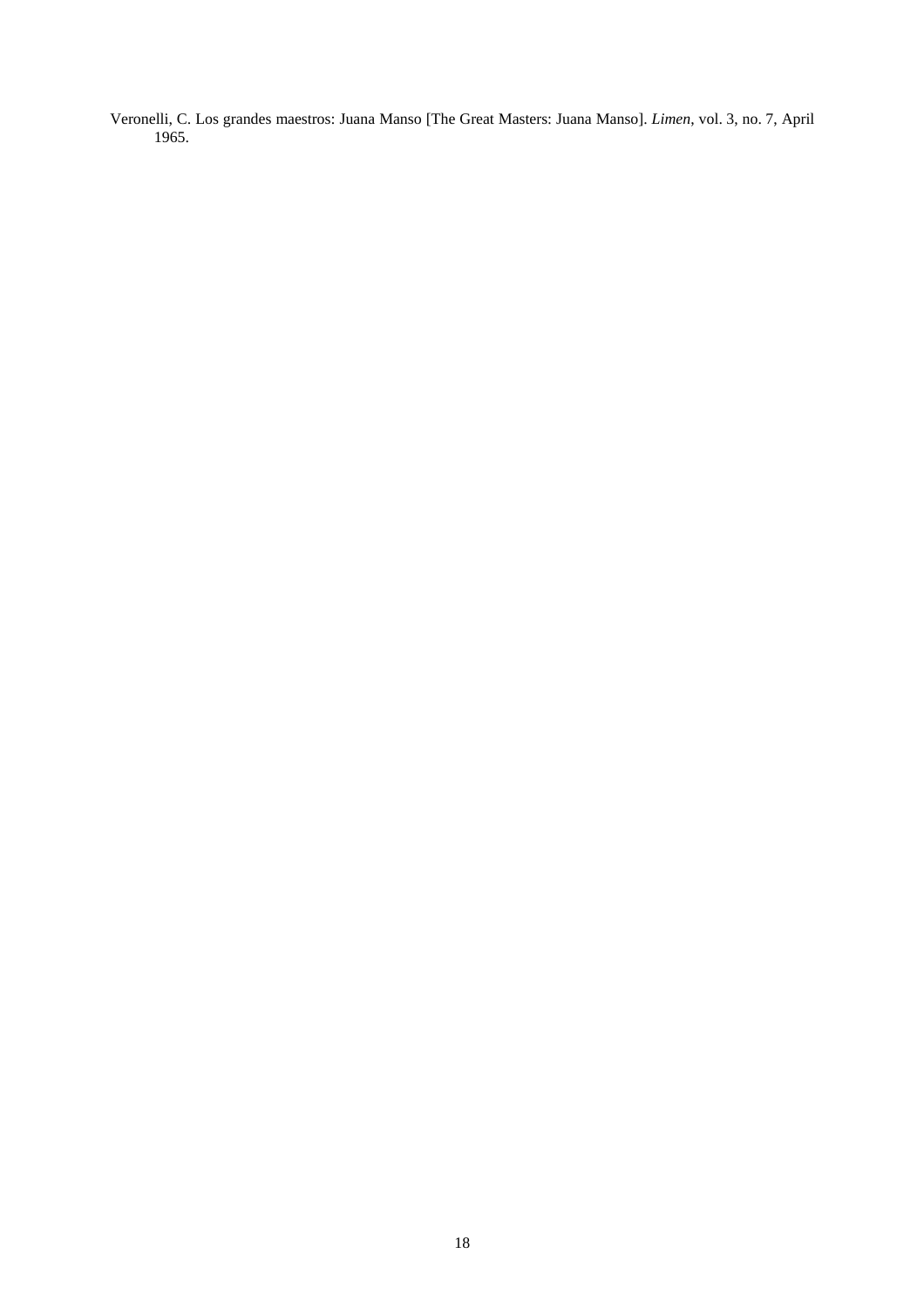Veronelli, C. Los grandes maestros: Juana Manso [The Great Masters: Juana Manso]. *Limen*, vol. 3, no. 7, April 1965.